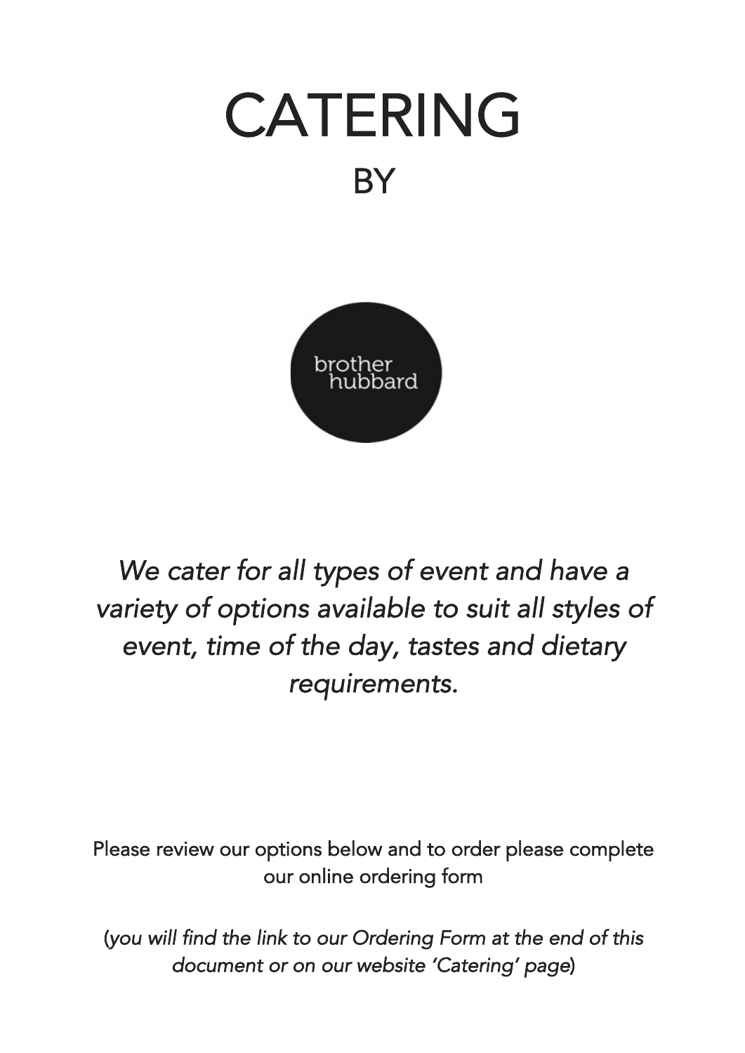# CATERING

## BY

brother hubbard

*We cater for all types of event and have a variety of options available to suit all styles of event, time of the day, tastes and dietary requirements.*

Please review our options below and to order please complete our online ordering form

(*you will find the link to our Ordering Form at the end of this document or on our website 'Catering' page*)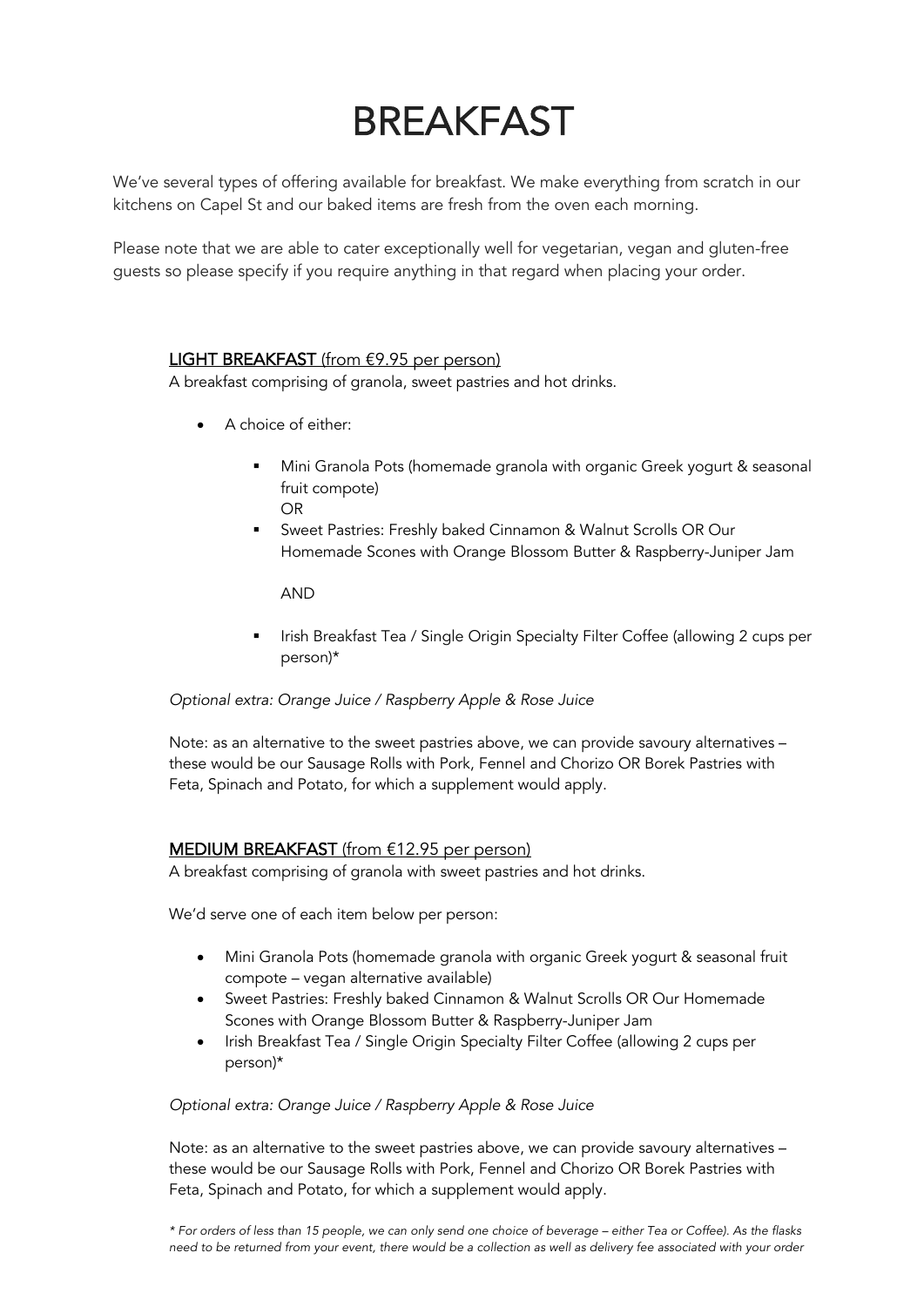# BREAKFAST

We've several types of offering available for breakfast. We make everything from scratch in our kitchens on Capel St and our baked items are fresh from the oven each morning.

Please note that we are able to cater exceptionally well for vegetarian, vegan and gluten-free guests so please specify if you require anything in that regard when placing your order.

## **LIGHT BREAKFAST** (from €9.95 per person)

A breakfast comprising of granola, sweet pastries and hot drinks.

- A choice of either:
  - Mini Granola Pots (homemade granola with organic Greek yogurt & seasonal fruit compote)
    OR
  - Sweet Pastries: Freshly baked Cinnamon & Walnut Scrolls OR Our Homemade Scones with Orange Blossom Butter & Raspberry-Juniper Jam

    AND

  - Irish Breakfast Tea / Single Origin Specialty Filter Coffee (allowing 2 cups per person)*

*Optional extra: Orange Juice / Raspberry Apple & Rose Juice*

Note: as an alternative to the sweet pastries above, we can provide savoury alternatives – these would be our Sausage Rolls with Pork, Fennel and Chorizo OR Borek Pastries with Feta, Spinach and Potato, for which a supplement would apply.

## **MEDIUM BREAKFAST** (from €12.95 per person)

A breakfast comprising of granola with sweet pastries and hot drinks.

We'd serve one of each item below per person:

- Mini Granola Pots (homemade granola with organic Greek yogurt & seasonal fruit compote – vegan alternative available)
- Sweet Pastries: Freshly baked Cinnamon & Walnut Scrolls OR Our Homemade Scones with Orange Blossom Butter & Raspberry-Juniper Jam
- Irish Breakfast Tea / Single Origin Specialty Filter Coffee (allowing 2 cups per person)*

*Optional extra: Orange Juice / Raspberry Apple & Rose Juice*

Note: as an alternative to the sweet pastries above, we can provide savoury alternatives – these would be our Sausage Rolls with Pork, Fennel and Chorizo OR Borek Pastries with Feta, Spinach and Potato, for which a supplement would apply.

*\* For orders of less than 15 people, we can only send one choice of beverage – either Tea or Coffee). As the flasks need to be returned from your event, there would be a collection as well as delivery fee associated with your order*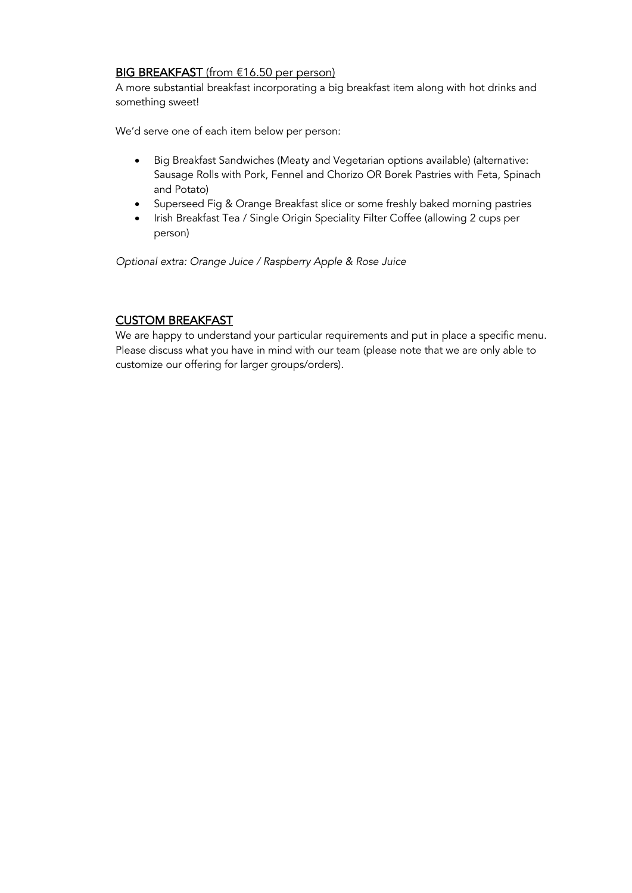## <u>**BIG BREAKFAST** (from €16.50 per person)</u>

A more substantial breakfast incorporating a big breakfast item along with hot drinks and something sweet!

We'd serve one of each item below per person:

- Big Breakfast Sandwiches (Meaty and Vegetarian options available) (alternative: Sausage Rolls with Pork, Fennel and Chorizo OR Borek Pastries with Feta, Spinach and Potato)
- Superseed Fig & Orange Breakfast slice or some freshly baked morning pastries
- Irish Breakfast Tea / Single Origin Speciality Filter Coffee (allowing 2 cups per person)

*Optional extra: Orange Juice / Raspberry Apple & Rose Juice*

## <u>**CUSTOM BREAKFAST**</u>

We are happy to understand your particular requirements and put in place a specific menu. Please discuss what you have in mind with our team (please note that we are only able to customize our offering for larger groups/orders).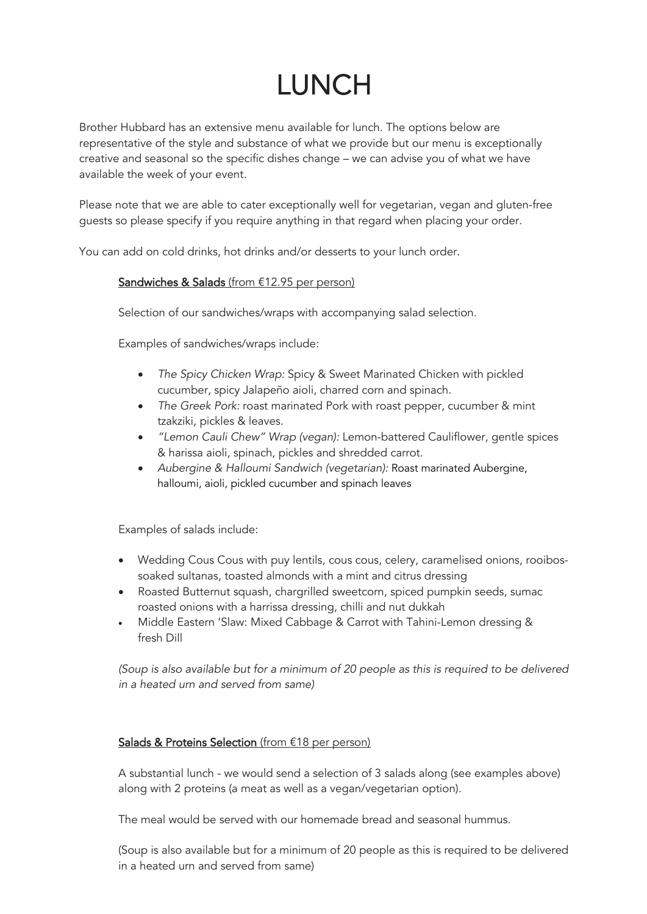# LUNCH

Brother Hubbard has an extensive menu available for lunch. The options below are representative of the style and substance of what we provide but our menu is exceptionally creative and seasonal so the specific dishes change – we can advise you of what we have available the week of your event.

Please note that we are able to cater exceptionally well for vegetarian, vegan and gluten-free guests so please specify if you require anything in that regard when placing your order.

You can add on cold drinks, hot drinks and/or desserts to your lunch order.

**Sandwiches & Salads** (from €12.95 per person)

Selection of our sandwiches/wraps with accompanying salad selection.

Examples of sandwiches/wraps include:

- *The Spicy Chicken Wrap:* Spicy & Sweet Marinated Chicken with pickled cucumber, spicy Jalapeño aioli, charred corn and spinach.
- *The Greek Pork:* roast marinated Pork with roast pepper, cucumber & mint tzakziki, pickles & leaves.
- *"Lemon Cauli Chew" Wrap (vegan):* Lemon-battered Cauliflower, gentle spices & harissa aioli, spinach, pickles and shredded carrot.
- *Aubergine & Halloumi Sandwich (vegetarian):* Roast marinated Aubergine, halloumi, aioli, pickled cucumber and spinach leaves

Examples of salads include:

- Wedding Cous Cous with puy lentils, cous cous, celery, caramelised onions, rooibos-soaked sultanas, toasted almonds with a mint and citrus dressing
- Roasted Butternut squash, chargrilled sweetcorn, spiced pumpkin seeds, sumac roasted onions with a harrissa dressing, chilli and nut dukkah
- Middle Eastern 'Slaw: Mixed Cabbage & Carrot with Tahini-Lemon dressing & fresh Dill

*(Soup is also available but for a minimum of 20 people as this is required to be delivered in a heated urn and served from same)*

**Salads & Proteins Selection** (from €18 per person)

A substantial lunch - we would send a selection of 3 salads along (see examples above) along with 2 proteins (a meat as well as a vegan/vegetarian option).

The meal would be served with our homemade bread and seasonal hummus.

(Soup is also available but for a minimum of 20 people as this is required to be delivered in a heated urn and served from same)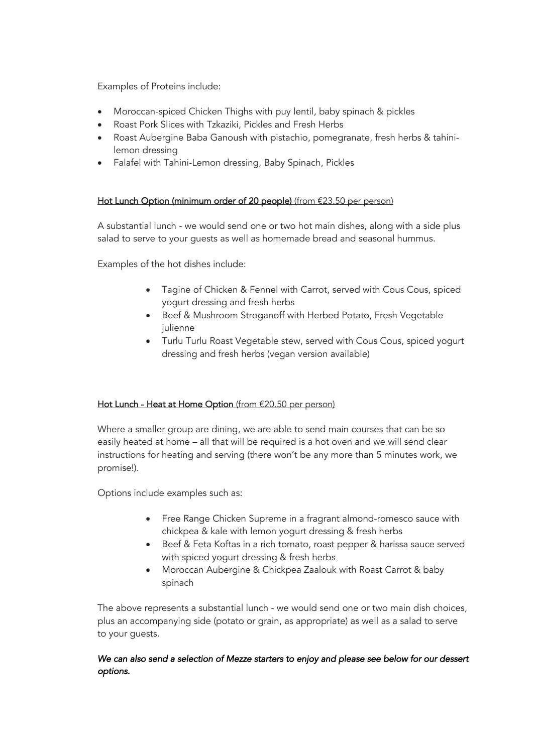Examples of Proteins include:

- Moroccan-spiced Chicken Thighs with puy lentil, baby spinach & pickles
- Roast Pork Slices with Tzkaziki, Pickles and Fresh Herbs
- Roast Aubergine Baba Ganoush with pistachio, pomegranate, fresh herbs & tahini-lemon dressing
- Falafel with Tahini-Lemon dressing, Baby Spinach, Pickles

**Hot Lunch Option (minimum order of 20 people)** (from €23.50 per person)

A substantial lunch - we would send one or two hot main dishes, along with a side plus salad to serve to your guests as well as homemade bread and seasonal hummus.

Examples of the hot dishes include:

- Tagine of Chicken & Fennel with Carrot, served with Cous Cous, spiced yogurt dressing and fresh herbs
- Beef & Mushroom Stroganoff with Herbed Potato, Fresh Vegetable julienne
- Turlu Turlu Roast Vegetable stew, served with Cous Cous, spiced yogurt dressing and fresh herbs (vegan version available)

**Hot Lunch - Heat at Home Option** (from €20.50 per person)

Where a smaller group are dining, we are able to send main courses that can be so easily heated at home – all that will be required is a hot oven and we will send clear instructions for heating and serving (there won't be any more than 5 minutes work, we promise!).

Options include examples such as:

- Free Range Chicken Supreme in a fragrant almond-romesco sauce with chickpea & kale with lemon yogurt dressing & fresh herbs
- Beef & Feta Koftas in a rich tomato, roast pepper & harissa sauce served with spiced yogurt dressing & fresh herbs
- Moroccan Aubergine & Chickpea Zaalouk with Roast Carrot & baby spinach

The above represents a substantial lunch - we would send one or two main dish choices, plus an accompanying side (potato or grain, as appropriate) as well as a salad to serve to your guests.

***We can also send a selection of Mezze starters to enjoy and please see below for our dessert options.***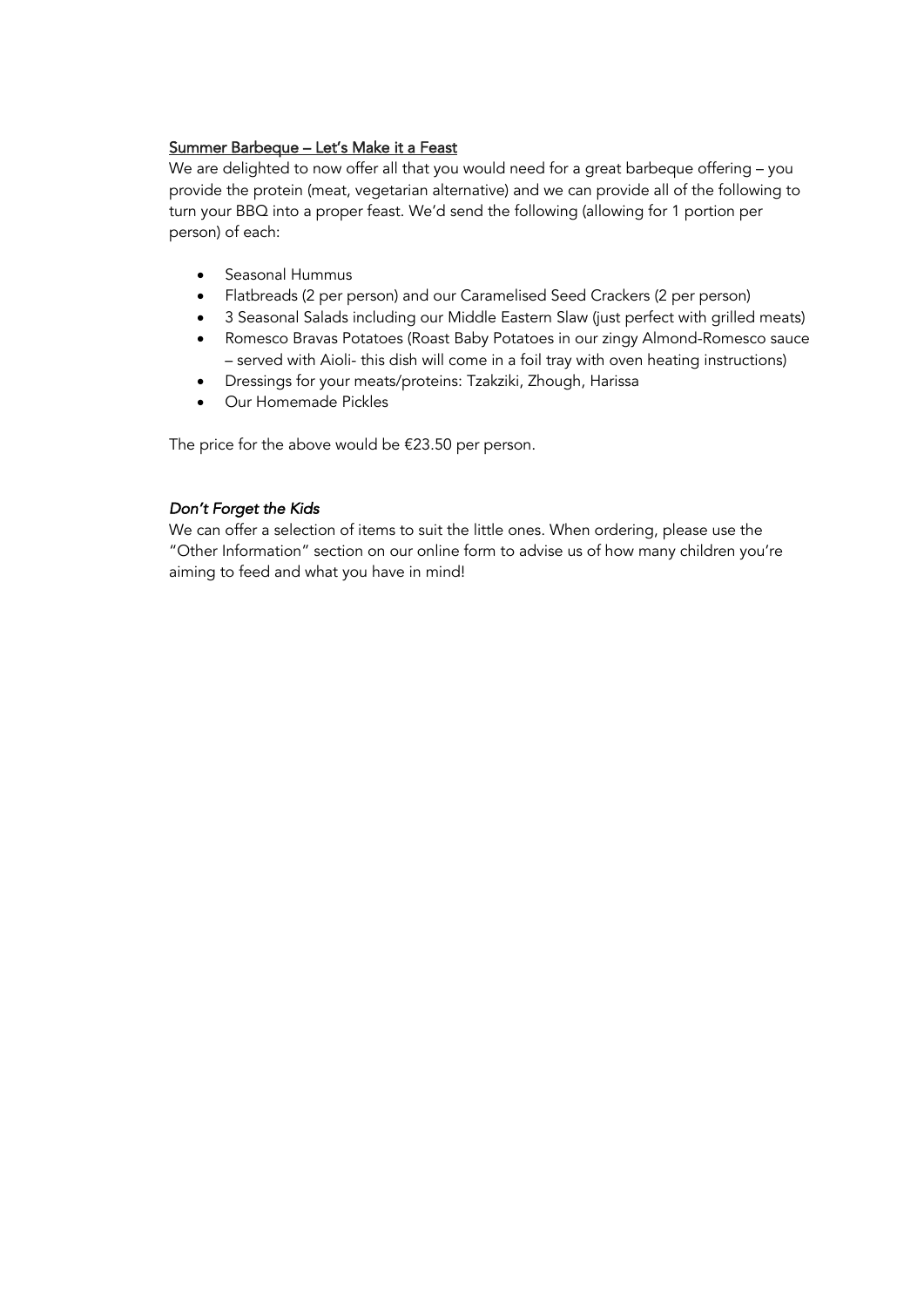## Summer Barbeque – Let's Make it a Feast

We are delighted to now offer all that you would need for a great barbeque offering – you provide the protein (meat, vegetarian alternative) and we can provide all of the following to turn your BBQ into a proper feast. We'd send the following (allowing for 1 portion per person) of each:

- Seasonal Hummus
- Flatbreads (2 per person) and our Caramelised Seed Crackers (2 per person)
- 3 Seasonal Salads including our Middle Eastern Slaw (just perfect with grilled meats)
- Romesco Bravas Potatoes (Roast Baby Potatoes in our zingy Almond-Romesco sauce – served with Aioli- this dish will come in a foil tray with oven heating instructions)
- Dressings for your meats/proteins: Tzakziki, Zhough, Harissa
- Our Homemade Pickles

The price for the above would be €23.50 per person.

### *Don't Forget the Kids*

We can offer a selection of items to suit the little ones. When ordering, please use the "Other Information" section on our online form to advise us of how many children you're aiming to feed and what you have in mind!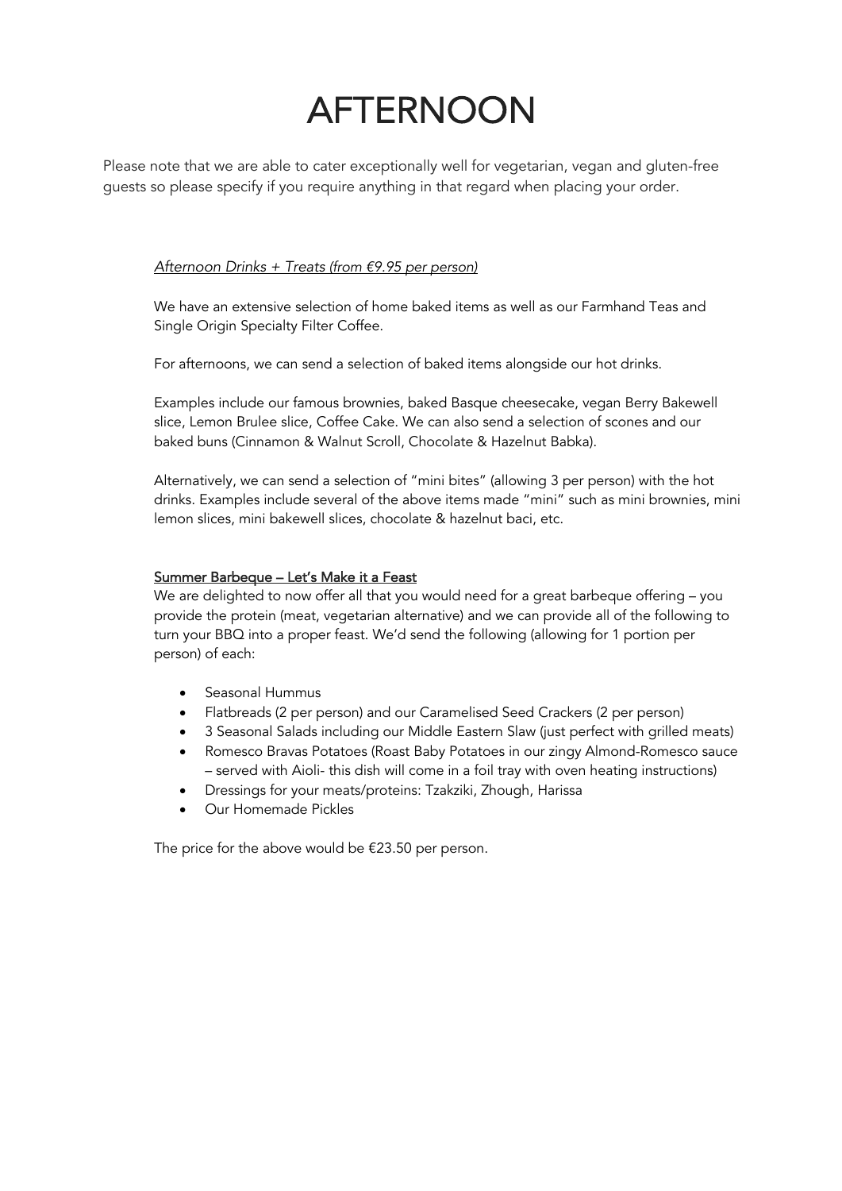# AFTERNOON

Please note that we are able to cater exceptionally well for vegetarian, vegan and gluten-free guests so please specify if you require anything in that regard when placing your order.

*Afternoon Drinks + Treats (from €9.95 per person)*

We have an extensive selection of home baked items as well as our Farmhand Teas and Single Origin Specialty Filter Coffee.

For afternoons, we can send a selection of baked items alongside our hot drinks.

Examples include our famous brownies, baked Basque cheesecake, vegan Berry Bakewell slice, Lemon Brulee slice, Coffee Cake. We can also send a selection of scones and our baked buns (Cinnamon & Walnut Scroll, Chocolate & Hazelnut Babka).

Alternatively, we can send a selection of "mini bites" (allowing 3 per person) with the hot drinks. Examples include several of the above items made "mini" such as mini brownies, mini lemon slices, mini bakewell slices, chocolate & hazelnut baci, etc.

**Summer Barbeque – Let's Make it a Feast**

We are delighted to now offer all that you would need for a great barbeque offering – you provide the protein (meat, vegetarian alternative) and we can provide all of the following to turn your BBQ into a proper feast. We'd send the following (allowing for 1 portion per person) of each:

- Seasonal Hummus
- Flatbreads (2 per person) and our Caramelised Seed Crackers (2 per person)
- 3 Seasonal Salads including our Middle Eastern Slaw (just perfect with grilled meats)
- Romesco Bravas Potatoes (Roast Baby Potatoes in our zingy Almond-Romesco sauce – served with Aioli- this dish will come in a foil tray with oven heating instructions)
- Dressings for your meats/proteins: Tzakziki, Zhough, Harissa
- Our Homemade Pickles

The price for the above would be €23.50 per person.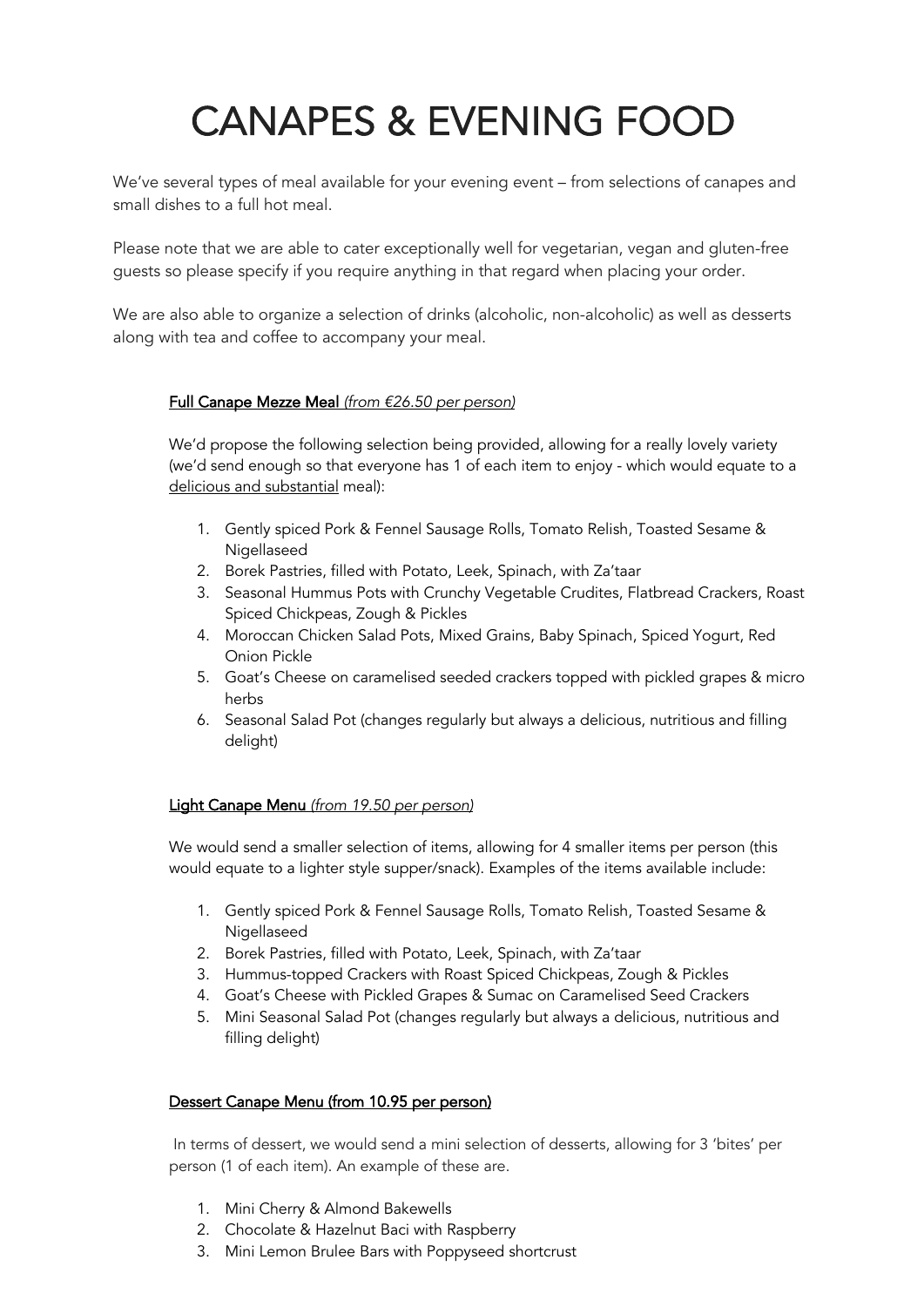# CANAPES & EVENING FOOD

We've several types of meal available for your evening event – from selections of canapes and small dishes to a full hot meal.

Please note that we are able to cater exceptionally well for vegetarian, vegan and gluten-free guests so please specify if you require anything in that regard when placing your order.

We are also able to organize a selection of drinks (alcoholic, non-alcoholic) as well as desserts along with tea and coffee to accompany your meal.

**Full Canape Mezze Meal** *(from €26.50 per person)*

We'd propose the following selection being provided, allowing for a really lovely variety (we'd send enough so that everyone has 1 of each item to enjoy - which would equate to a delicious and substantial meal):

1. Gently spiced Pork & Fennel Sausage Rolls, Tomato Relish, Toasted Sesame & Nigellaseed
2. Borek Pastries, filled with Potato, Leek, Spinach, with Za'taar
3. Seasonal Hummus Pots with Crunchy Vegetable Crudites, Flatbread Crackers, Roast Spiced Chickpeas, Zough & Pickles
4. Moroccan Chicken Salad Pots, Mixed Grains, Baby Spinach, Spiced Yogurt, Red Onion Pickle
5. Goat's Cheese on caramelised seeded crackers topped with pickled grapes & micro herbs
6. Seasonal Salad Pot (changes regularly but always a delicious, nutritious and filling delight)

**Light Canape Menu** *(from 19.50 per person)*

We would send a smaller selection of items, allowing for 4 smaller items per person (this would equate to a lighter style supper/snack). Examples of the items available include:

1. Gently spiced Pork & Fennel Sausage Rolls, Tomato Relish, Toasted Sesame & Nigellaseed
2. Borek Pastries, filled with Potato, Leek, Spinach, with Za'taar
3. Hummus-topped Crackers with Roast Spiced Chickpeas, Zough & Pickles
4. Goat's Cheese with Pickled Grapes & Sumac on Caramelised Seed Crackers
5. Mini Seasonal Salad Pot (changes regularly but always a delicious, nutritious and filling delight)

**Dessert Canape Menu (from 10.95 per person)**

In terms of dessert, we would send a mini selection of desserts, allowing for 3 'bites' per person (1 of each item). An example of these are.

1. Mini Cherry & Almond Bakewells
2. Chocolate & Hazelnut Baci with Raspberry
3. Mini Lemon Brulee Bars with Poppyseed shortcrust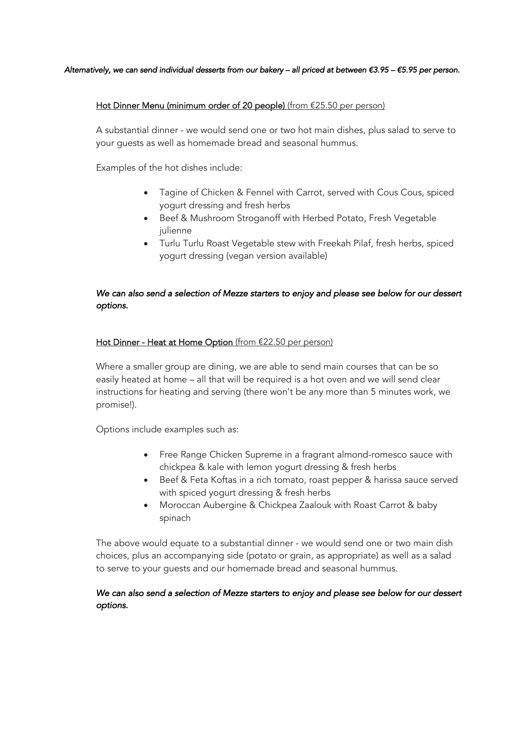*Alternatively, we can send individual desserts from our bakery – all priced at between €3.95 – €5.95 per person.*

## Hot Dinner Menu (minimum order of 20 people) (from €25.50 per person)

A substantial dinner - we would send one or two hot main dishes, plus salad to serve to your guests as well as homemade bread and seasonal hummus.

Examples of the hot dishes include:

- Tagine of Chicken & Fennel with Carrot, served with Cous Cous, spiced yogurt dressing and fresh herbs
- Beef & Mushroom Stroganoff with Herbed Potato, Fresh Vegetable julienne
- Turlu Turlu Roast Vegetable stew with Freekah Pilaf, fresh herbs, spiced yogurt dressing (vegan version available)

*We can also send a selection of Mezze starters to enjoy and please see below for our dessert options.*

## Hot Dinner - Heat at Home Option (from €22.50 per person)

Where a smaller group are dining, we are able to send main courses that can be so easily heated at home – all that will be required is a hot oven and we will send clear instructions for heating and serving (there won't be any more than 5 minutes work, we promise!).

Options include examples such as:

- Free Range Chicken Supreme in a fragrant almond-romesco sauce with chickpea & kale with lemon yogurt dressing & fresh herbs
- Beef & Feta Koftas in a rich tomato, roast pepper & harissa sauce served with spiced yogurt dressing & fresh herbs
- Moroccan Aubergine & Chickpea Zaalouk with Roast Carrot & baby spinach

The above would equate to a substantial dinner - we would send one or two main dish choices, plus an accompanying side (potato or grain, as appropriate) as well as a salad to serve to your guests and our homemade bread and seasonal hummus.

*We can also send a selection of Mezze starters to enjoy and please see below for our dessert options.*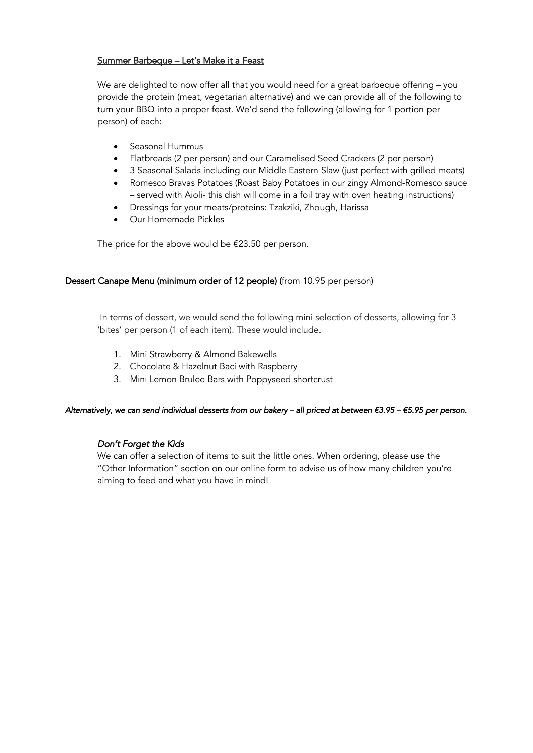## Summer Barbeque – Let's Make it a Feast

We are delighted to now offer all that you would need for a great barbeque offering – you provide the protein (meat, vegetarian alternative) and we can provide all of the following to turn your BBQ into a proper feast. We'd send the following (allowing for 1 portion per person) of each:

- Seasonal Hummus
- Flatbreads (2 per person) and our Caramelised Seed Crackers (2 per person)
- 3 Seasonal Salads including our Middle Eastern Slaw (just perfect with grilled meats)
- Romesco Bravas Potatoes (Roast Baby Potatoes in our zingy Almond-Romesco sauce – served with Aioli- this dish will come in a foil tray with oven heating instructions)
- Dressings for your meats/proteins: Tzakziki, Zhough, Harissa
- Our Homemade Pickles

The price for the above would be €23.50 per person.

## Dessert Canape Menu (minimum order of 12 people) (from 10.95 per person)

In terms of dessert, we would send the following mini selection of desserts, allowing for 3 'bites' per person (1 of each item). These would include.

1. Mini Strawberry & Almond Bakewells
2. Chocolate & Hazelnut Baci with Raspberry
3. Mini Lemon Brulee Bars with Poppyseed shortcrust

***Alternatively, we can send individual desserts from our bakery – all priced at between €3.95 – €5.95 per person.***

### *Don't Forget the Kids*

We can offer a selection of items to suit the little ones. When ordering, please use the "Other Information" section on our online form to advise us of how many children you're aiming to feed and what you have in mind!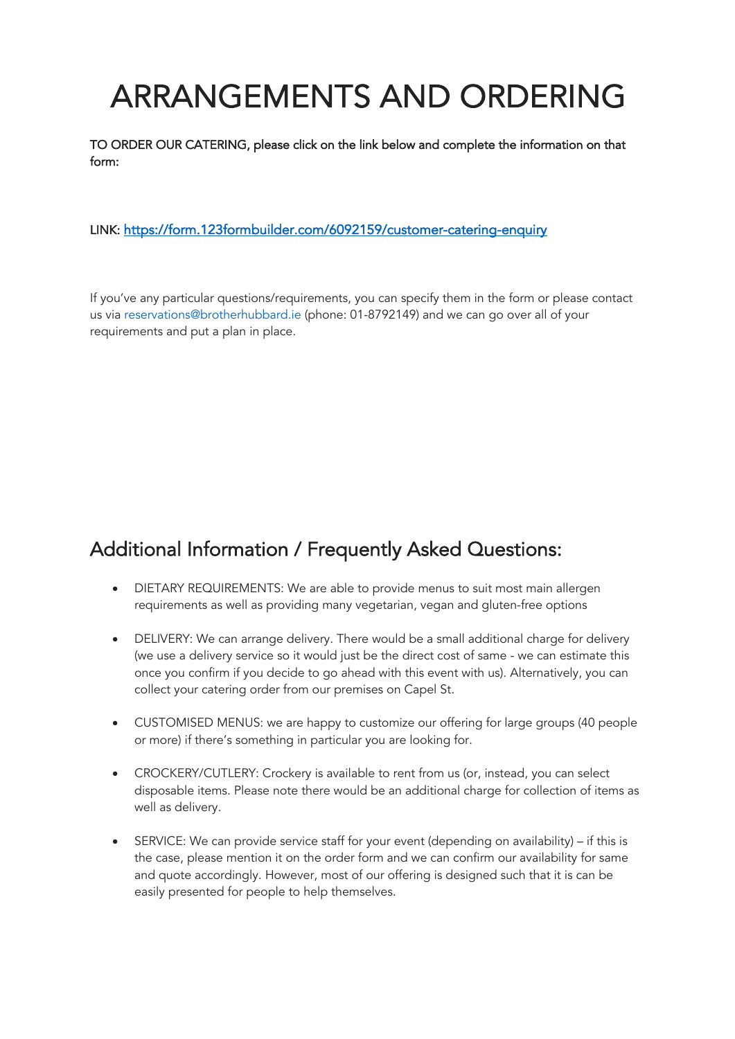# ARRANGEMENTS AND ORDERING

TO ORDER OUR CATERING, please click on the link below and complete the information on that form:

LINK: [https://form.123formbuilder.com/6092159/customer-catering-enquiry](https://form.123formbuilder.com/6092159/customer-catering-enquiry)

If you've any particular questions/requirements, you can specify them in the form or please contact us via reservations@brotherhubbard.ie (phone: 01-8792149) and we can go over all of your requirements and put a plan in place.

## Additional Information / Frequently Asked Questions:

- DIETARY REQUIREMENTS: We are able to provide menus to suit most main allergen requirements as well as providing many vegetarian, vegan and gluten-free options
- DELIVERY: We can arrange delivery. There would be a small additional charge for delivery (we use a delivery service so it would just be the direct cost of same - we can estimate this once you confirm if you decide to go ahead with this event with us). Alternatively, you can collect your catering order from our premises on Capel St.
- CUSTOMISED MENUS: we are happy to customize our offering for large groups (40 people or more) if there's something in particular you are looking for.
- CROCKERY/CUTLERY: Crockery is available to rent from us (or, instead, you can select disposable items. Please note there would be an additional charge for collection of items as well as delivery.
- SERVICE: We can provide service staff for your event (depending on availability) – if this is the case, please mention it on the order form and we can confirm our availability for same and quote accordingly. However, most of our offering is designed such that it is can be easily presented for people to help themselves.